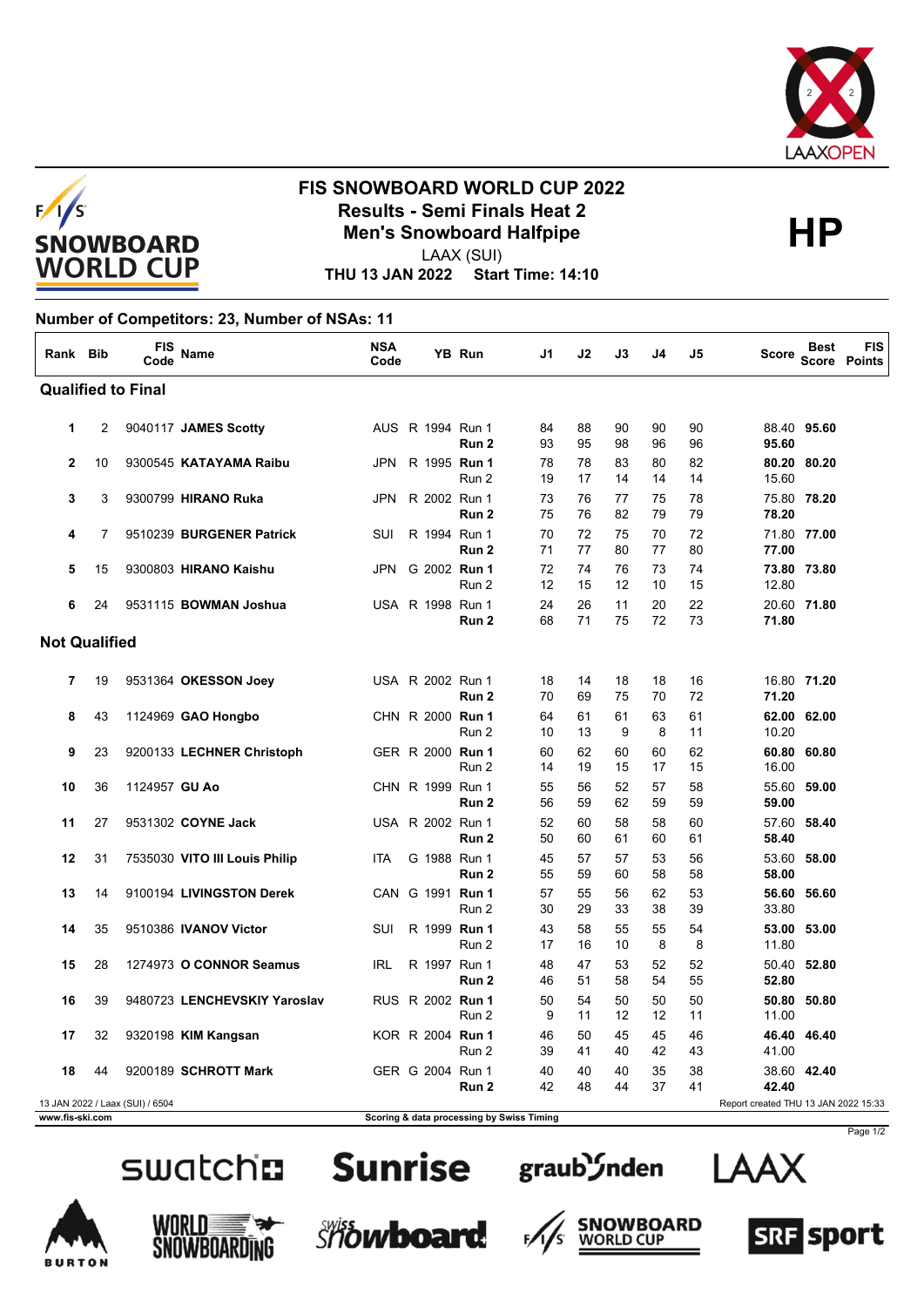# FIS SNOWBOARD WORLD CUP 2022

## Results - Semi Finals Heat 2

## Men's Snowboard Halfpipe

**HP**

LAAX (SUI)

**THU 13 JAN 2022 Start Time: 14:10**

**Number of Competitors: 23, Number of NSAs: 11**

| Rank | Bib | FIS Code | Name | NSA Code | | YB | Run | J1 | J2 | J3 | J4 | J5 | Score | Best Score | FIS Points |
|---|---|---|---|---|---|---|---|---|---|---|---|---|---|---|---|
| **Qualified to Final** | | | | | | | | | | | | | | | |
| 1 | 2 | 9040117 | **JAMES Scotty** | AUS | R | 1994 | Run 1 | 84 | 88 | 90 | 90 | 90 | 88.40 | **95.60** | |
| | | | | | | | **Run 2** | 93 | 95 | 98 | 96 | 96 | **95.60** | | |
| 2 | 10 | 9300545 | **KATAYAMA Raibu** | JPN | R | 1995 | **Run 1** | 78 | 78 | 83 | 80 | 82 | **80.20** | **80.20** | |
| | | | | | | | Run 2 | 19 | 17 | 14 | 14 | 14 | 15.60 | | |
| 3 | 3 | 9300799 | **HIRANO Ruka** | JPN | R | 2002 | Run 1 | 73 | 76 | 77 | 75 | 78 | 75.80 | **78.20** | |
| | | | | | | | **Run 2** | 75 | 76 | 82 | 79 | 79 | **78.20** | | |
| 4 | 7 | 9510239 | **BURGENER Patrick** | SUI | R | 1994 | Run 1 | 70 | 72 | 75 | 70 | 72 | 71.80 | **77.00** | |
| | | | | | | | **Run 2** | 71 | 77 | 80 | 77 | 80 | **77.00** | | |
| 5 | 15 | 9300803 | **HIRANO Kaishu** | JPN | G | 2002 | **Run 1** | 72 | 74 | 76 | 73 | 74 | **73.80** | **73.80** | |
| | | | | | | | Run 2 | 12 | 15 | 12 | 10 | 15 | 12.80 | | |
| 6 | 24 | 9531115 | **BOWMAN Joshua** | USA | R | 1998 | Run 1 | 24 | 26 | 11 | 20 | 22 | 20.60 | **71.80** | |
| | | | | | | | **Run 2** | 68 | 71 | 75 | 72 | 73 | **71.80** | | |
| **Not Qualified** | | | | | | | | | | | | | | | |
| 7 | 19 | 9531364 | **OKESSON Joey** | USA | R | 2002 | Run 1 | 18 | 14 | 18 | 18 | 16 | 16.80 | **71.20** | |
| | | | | | | | **Run 2** | 70 | 69 | 75 | 70 | 72 | **71.20** | | |
| 8 | 43 | 1124969 | **GAO Hongbo** | CHN | R | 2000 | **Run 1** | 64 | 61 | 61 | 63 | 61 | **62.00** | **62.00** | |
| | | | | | | | Run 2 | 10 | 13 | 9 | 8 | 11 | 10.20 | | |
| 9 | 23 | 9200133 | **LECHNER Christoph** | GER | R | 2000 | **Run 1** | 60 | 62 | 60 | 60 | 62 | **60.80** | **60.80** | |
| | | | | | | | Run 2 | 14 | 19 | 15 | 17 | 15 | 16.00 | | |
| 10 | 36 | 1124957 | **GU Ao** | CHN | R | 1999 | Run 1 | 55 | 56 | 52 | 57 | 58 | 55.60 | **59.00** | |
| | | | | | | | **Run 2** | 56 | 59 | 62 | 59 | 59 | **59.00** | | |
| 11 | 27 | 9531302 | **COYNE Jack** | USA | R | 2002 | Run 1 | 52 | 60 | 58 | 58 | 60 | 57.60 | **58.40** | |
| | | | | | | | **Run 2** | 50 | 60 | 61 | 60 | 61 | **58.40** | | |
| 12 | 31 | 7535030 | **VITO III Louis Philip** | ITA | G | 1988 | Run 1 | 45 | 57 | 57 | 53 | 56 | 53.60 | **58.00** | |
| | | | | | | | **Run 2** | 55 | 59 | 60 | 58 | 58 | **58.00** | | |
| 13 | 14 | 9100194 | **LIVINGSTON Derek** | CAN | G | 1991 | **Run 1** | 57 | 55 | 56 | 62 | 53 | **56.60** | **56.60** | |
| | | | | | | | Run 2 | 30 | 29 | 33 | 38 | 39 | 33.80 | | |
| 14 | 35 | 9510386 | **IVANOV Victor** | SUI | R | 1999 | **Run 1** | 43 | 58 | 55 | 55 | 54 | **53.00** | **53.00** | |
| | | | | | | | Run 2 | 17 | 16 | 10 | 8 | 8 | 11.80 | | |
| 15 | 28 | 1274973 | **O CONNOR Seamus** | IRL | R | 1997 | Run 1 | 48 | 47 | 53 | 52 | 52 | 50.40 | **52.80** | |
| | | | | | | | **Run 2** | 46 | 51 | 58 | 54 | 55 | **52.80** | | |
| 16 | 39 | 9480723 | **LENCHEVSKIY Yaroslav** | RUS | R | 2002 | **Run 1** | 50 | 54 | 50 | 50 | 50 | **50.80** | **50.80** | |
| | | | | | | | Run 2 | 9 | 11 | 12 | 12 | 11 | 11.00 | | |
| 17 | 32 | 9320198 | **KIM Kangsan** | KOR | R | 2004 | **Run 1** | 46 | 50 | 45 | 45 | 46 | **46.40** | **46.40** | |
| | | | | | | | Run 2 | 39 | 41 | 40 | 42 | 43 | 41.00 | | |
| 18 | 44 | 9200189 | **SCHROTT Mark** | GER | G | 2004 | Run 1 | 40 | 40 | 40 | 35 | 38 | 38.60 | **42.40** | |
| | | | | | | | **Run 2** | 42 | 48 | 44 | 37 | 41 | **42.40** | | |

13 JAN 2022 / Laax (SUI) / 6504

Report created THU 13 JAN 2022 15:33

www.fis-ski.com

Scoring & data processing by Swiss Timing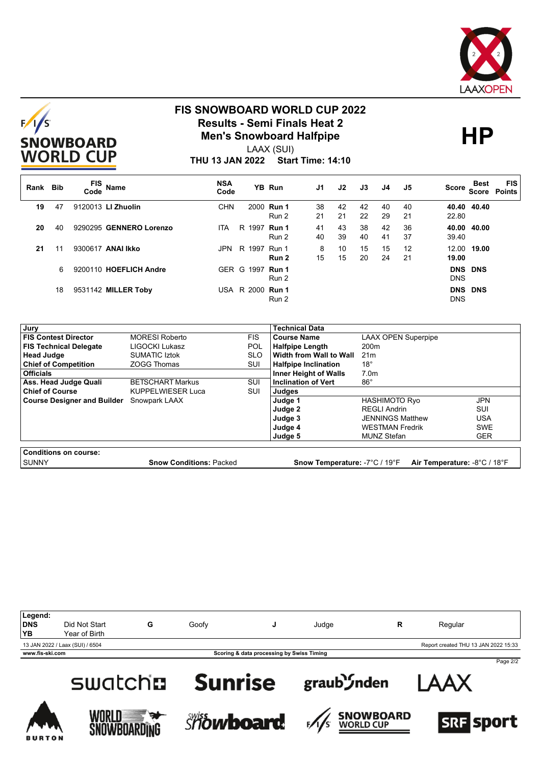# FIS SNOWBOARD WORLD CUP 2022

## Results - Semi Finals Heat 2

## Men's Snowboard Halfpipe

LAAX (SUI)

**THU 13 JAN 2022 Start Time: 14:10**

**HP**

| Rank | Bib | FIS Code | Name | NSA Code | | YB | Run | J1 | J2 | J3 | J4 | J5 | Score | Best Score | FIS Points |
|---|---|---|---|---|---|---|---|---|---|---|---|---|---|---|---|
| 19 | 47 | 9120013 | **LI Zhuolin** | CHN | | 2000 | **Run 1** | 38 | 42 | 42 | 40 | 40 | **40.40** | **40.40** | |
| | | | | | | | Run 2 | 21 | 21 | 22 | 29 | 21 | 22.80 | | |
| 20 | 40 | 9290295 | **GENNERO Lorenzo** | ITA | R | 1997 | **Run 1** | 41 | 43 | 38 | 42 | 36 | **40.00** | **40.00** | |
| | | | | | | | Run 2 | 40 | 39 | 40 | 41 | 37 | 39.40 | | |
| 21 | 11 | 9300617 | **ANAI Ikko** | JPN | R | 1997 | Run 1 | 8 | 10 | 15 | 15 | 12 | 12.00 | **19.00** | |
| | | | | | | | **Run 2** | 15 | 15 | 20 | 24 | 21 | **19.00** | | |
| | 6 | 9200110 | **HOEFLICH Andre** | GER | G | 1997 | **Run 1** | | | | | | **DNS** | **DNS** | |
| | | | | | | | Run 2 | | | | | | DNS | | |
| | 18 | 9531142 | **MILLER Toby** | USA | R | 2000 | **Run 1** | | | | | | **DNS** | **DNS** | |
| | | | | | | | Run 2 | | | | | | DNS | | |

| Jury | | | Technical Data | | |
|---|---|---|---|---|---|
| **FIS Contest Director** | MORESI Roberto | FIS | **Course Name** | LAAX OPEN Superpipe | |
| **FIS Technical Delegate** | LIGOCKI Lukasz | POL | **Halfpipe Length** | 200m | |
| **Head Judge** | SUMATIC Iztok | SLO | **Width from Wall to Wall** | 21m | |
| **Chief of Competition** | ZOGG Thomas | SUI | **Halfpipe Inclination** | 18° | |
| **Officials** | | | **Inner Height of Walls** | 7.0m | |
| **Ass. Head Judge Quali** | BETSCHART Markus | SUI | **Inclination of Vert** | 86° | |
| **Chief of Course** | KUPPELWIESER Luca | SUI | **Judges** | | |
| **Course Designer and Builder** | Snowpark LAAX | | **Judge 1** | HASHIMOTO Ryo | JPN |
| | | | **Judge 2** | REGLI Andrin | SUI |
| | | | **Judge 3** | JENNINGS Matthew | USA |
| | | | **Judge 4** | WESTMAN Fredrik | SWE |
| | | | **Judge 5** | MUNZ Stefan | GER |

**Conditions on course:**

SUNNY | **Snow Conditions:** Packed | **Snow Temperature:** -7°C / 19°F | **Air Temperature:** -8°C / 18°F

**Legend:**

| | | | | | | | |
|---|---|---|---|---|---|---|---|
| **DNS** | Did Not Start | **G** | Goofy | **J** | Judge | **R** | Regular |
| **YB** | Year of Birth | | | | | | |

13 JAN 2022 / Laax (SUI) / 6504 — Report created THU 13 JAN 2022 15:33

www.fis-ski.com — Scoring & data processing by Swiss Timing